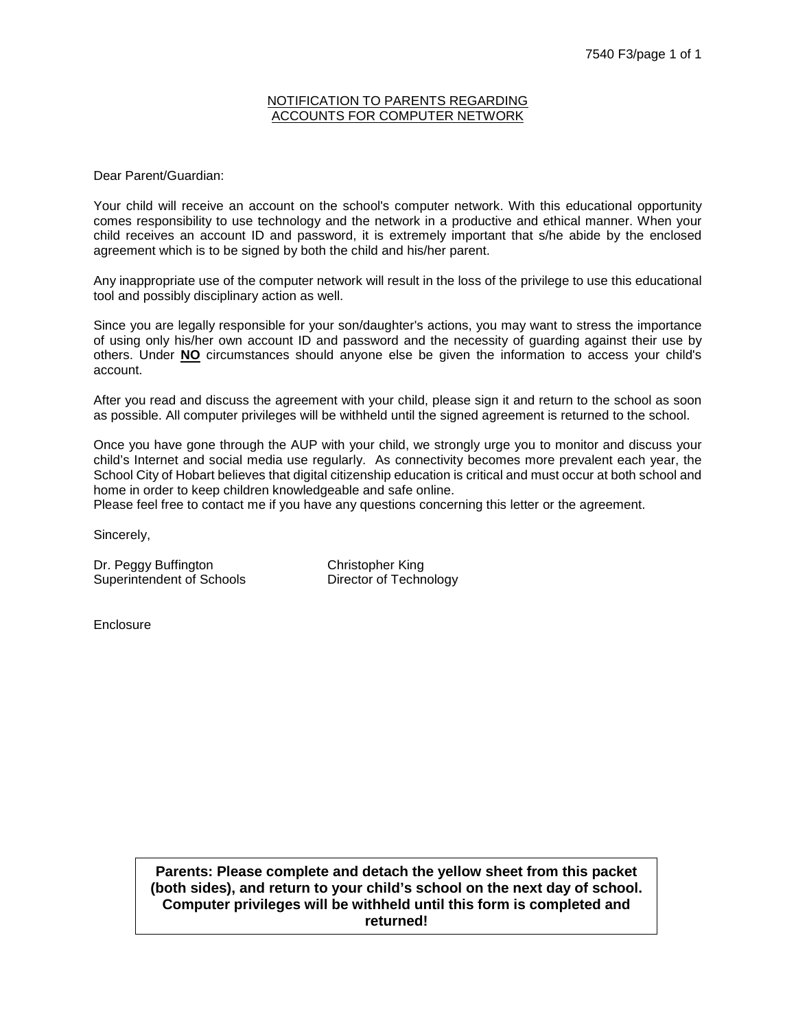## NOTIFICATION TO PARENTS REGARDING ACCOUNTS FOR COMPUTER NETWORK

Dear Parent/Guardian:

Your child will receive an account on the school's computer network. With this educational opportunity comes responsibility to use technology and the network in a productive and ethical manner. When your child receives an account ID and password, it is extremely important that s/he abide by the enclosed agreement which is to be signed by both the child and his/her parent.

Any inappropriate use of the computer network will result in the loss of the privilege to use this educational tool and possibly disciplinary action as well.

Since you are legally responsible for your son/daughter's actions, you may want to stress the importance of using only his/her own account ID and password and the necessity of guarding against their use by others. Under **NO** circumstances should anyone else be given the information to access your child's account.

After you read and discuss the agreement with your child, please sign it and return to the school as soon as possible. All computer privileges will be withheld until the signed agreement is returned to the school.

Once you have gone through the AUP with your child, we strongly urge you to monitor and discuss your child's Internet and social media use regularly. As connectivity becomes more prevalent each year, the School City of Hobart believes that digital citizenship education is critical and must occur at both school and home in order to keep children knowledgeable and safe online.
Please feel free to contact me if you have any questions concerning this letter or the agreement.

Sincerely,

Dr. Peggy Buffington
Superintendent of Schools

Christopher King
Director of Technology

Enclosure

**Parents: Please complete and detach the yellow sheet from this packet (both sides), and return to your child's school on the next day of school. Computer privileges will be withheld until this form is completed and returned!**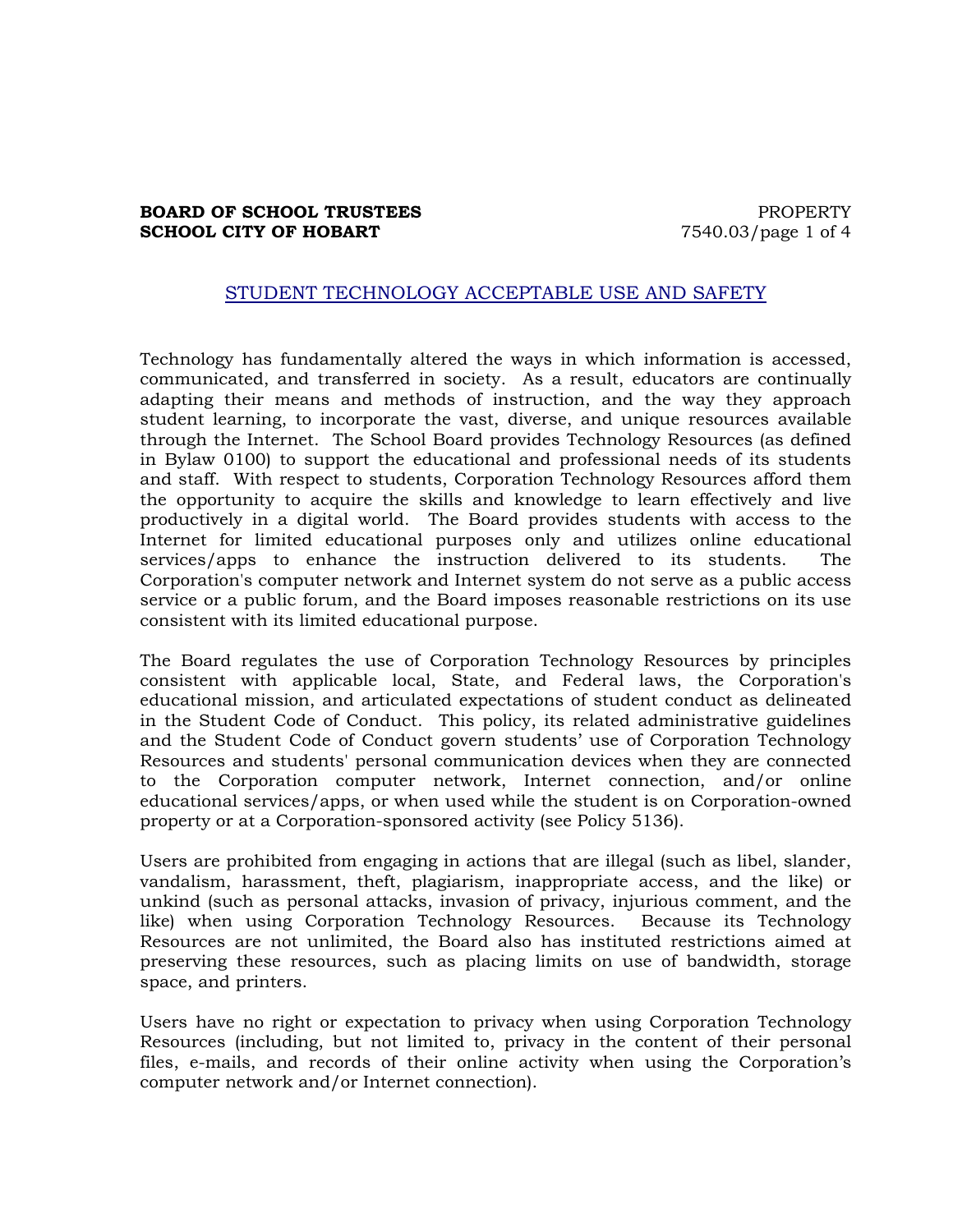## STUDENT TECHNOLOGY ACCEPTABLE USE AND SAFETY

Technology has fundamentally altered the ways in which information is accessed, communicated, and transferred in society. As a result, educators are continually adapting their means and methods of instruction, and the way they approach student learning, to incorporate the vast, diverse, and unique resources available through the Internet. The School Board provides Technology Resources (as defined in Bylaw 0100) to support the educational and professional needs of its students and staff. With respect to students, Corporation Technology Resources afford them the opportunity to acquire the skills and knowledge to learn effectively and live productively in a digital world. The Board provides students with access to the Internet for limited educational purposes only and utilizes online educational services/apps to enhance the instruction delivered to its students. The Corporation's computer network and Internet system do not serve as a public access service or a public forum, and the Board imposes reasonable restrictions on its use consistent with its limited educational purpose.

The Board regulates the use of Corporation Technology Resources by principles consistent with applicable local, State, and Federal laws, the Corporation's educational mission, and articulated expectations of student conduct as delineated in the Student Code of Conduct. This policy, its related administrative guidelines and the Student Code of Conduct govern students' use of Corporation Technology Resources and students' personal communication devices when they are connected to the Corporation computer network, Internet connection, and/or online educational services/apps, or when used while the student is on Corporation-owned property or at a Corporation-sponsored activity (see Policy 5136).

Users are prohibited from engaging in actions that are illegal (such as libel, slander, vandalism, harassment, theft, plagiarism, inappropriate access, and the like) or unkind (such as personal attacks, invasion of privacy, injurious comment, and the like) when using Corporation Technology Resources. Because its Technology Resources are not unlimited, the Board also has instituted restrictions aimed at preserving these resources, such as placing limits on use of bandwidth, storage space, and printers.

Users have no right or expectation to privacy when using Corporation Technology Resources (including, but not limited to, privacy in the content of their personal files, e-mails, and records of their online activity when using the Corporation's computer network and/or Internet connection).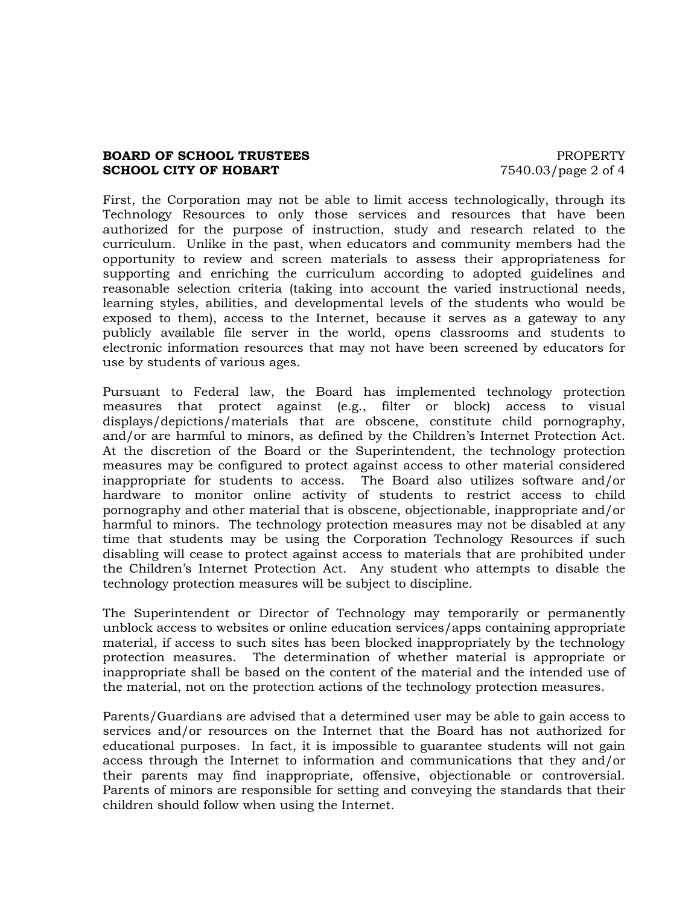First, the Corporation may not be able to limit access technologically, through its Technology Resources to only those services and resources that have been authorized for the purpose of instruction, study and research related to the curriculum. Unlike in the past, when educators and community members had the opportunity to review and screen materials to assess their appropriateness for supporting and enriching the curriculum according to adopted guidelines and reasonable selection criteria (taking into account the varied instructional needs, learning styles, abilities, and developmental levels of the students who would be exposed to them), access to the Internet, because it serves as a gateway to any publicly available file server in the world, opens classrooms and students to electronic information resources that may not have been screened by educators for use by students of various ages.

Pursuant to Federal law, the Board has implemented technology protection measures that protect against (e.g., filter or block) access to visual displays/depictions/materials that are obscene, constitute child pornography, and/or are harmful to minors, as defined by the Children's Internet Protection Act. At the discretion of the Board or the Superintendent, the technology protection measures may be configured to protect against access to other material considered inappropriate for students to access. The Board also utilizes software and/or hardware to monitor online activity of students to restrict access to child pornography and other material that is obscene, objectionable, inappropriate and/or harmful to minors. The technology protection measures may not be disabled at any time that students may be using the Corporation Technology Resources if such disabling will cease to protect against access to materials that are prohibited under the Children's Internet Protection Act. Any student who attempts to disable the technology protection measures will be subject to discipline.

The Superintendent or Director of Technology may temporarily or permanently unblock access to websites or online education services/apps containing appropriate material, if access to such sites has been blocked inappropriately by the technology protection measures. The determination of whether material is appropriate or inappropriate shall be based on the content of the material and the intended use of the material, not on the protection actions of the technology protection measures.

Parents/Guardians are advised that a determined user may be able to gain access to services and/or resources on the Internet that the Board has not authorized for educational purposes. In fact, it is impossible to guarantee students will not gain access through the Internet to information and communications that they and/or their parents may find inappropriate, offensive, objectionable or controversial. Parents of minors are responsible for setting and conveying the standards that their children should follow when using the Internet.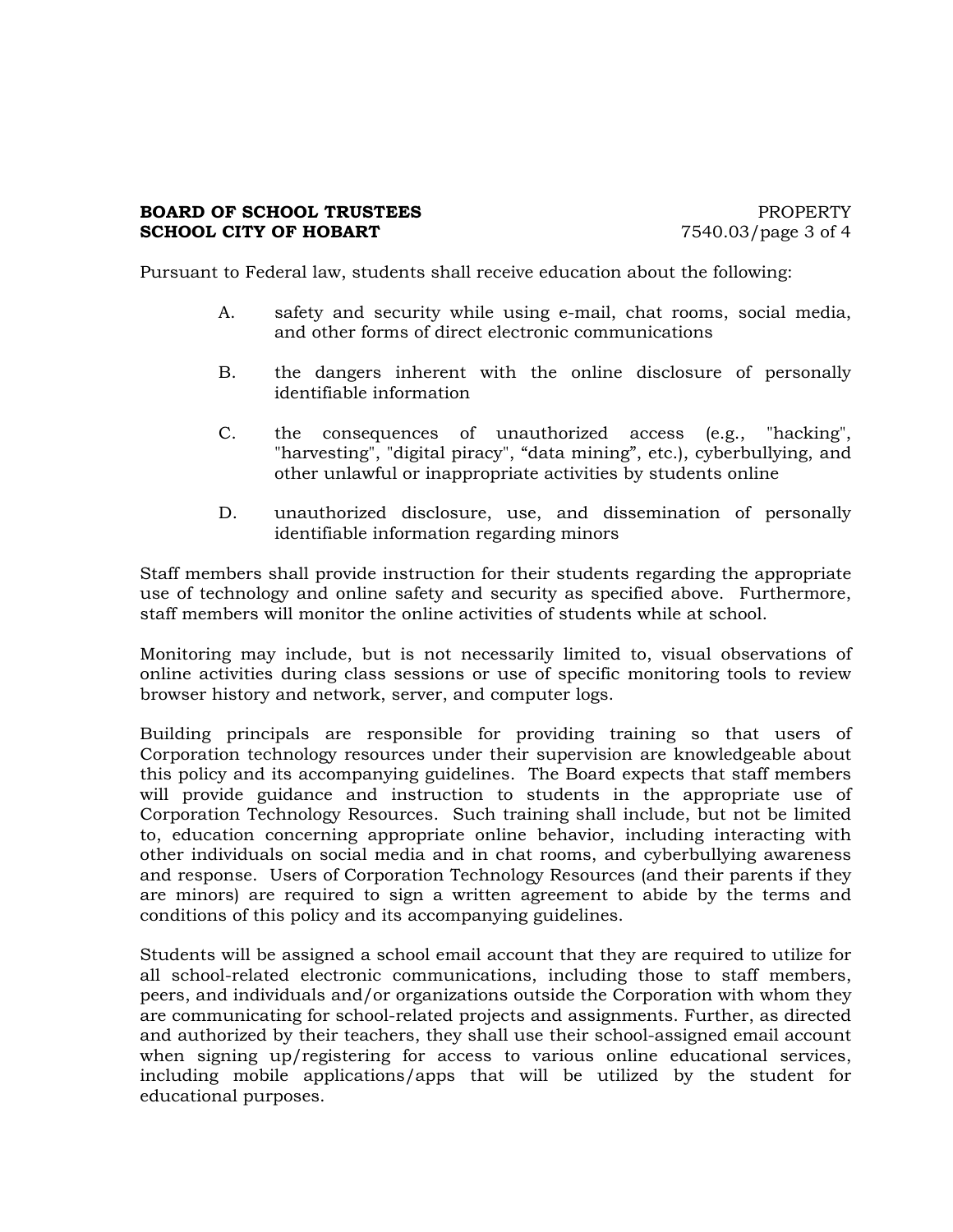Pursuant to Federal law, students shall receive education about the following:

A. safety and security while using e-mail, chat rooms, social media, and other forms of direct electronic communications

B. the dangers inherent with the online disclosure of personally identifiable information

C. the consequences of unauthorized access (e.g., "hacking", "harvesting", "digital piracy", “data mining”, etc.), cyberbullying, and other unlawful or inappropriate activities by students online

D. unauthorized disclosure, use, and dissemination of personally identifiable information regarding minors

Staff members shall provide instruction for their students regarding the appropriate use of technology and online safety and security as specified above. Furthermore, staff members will monitor the online activities of students while at school.

Monitoring may include, but is not necessarily limited to, visual observations of online activities during class sessions or use of specific monitoring tools to review browser history and network, server, and computer logs.

Building principals are responsible for providing training so that users of Corporation technology resources under their supervision are knowledgeable about this policy and its accompanying guidelines. The Board expects that staff members will provide guidance and instruction to students in the appropriate use of Corporation Technology Resources. Such training shall include, but not be limited to, education concerning appropriate online behavior, including interacting with other individuals on social media and in chat rooms, and cyberbullying awareness and response. Users of Corporation Technology Resources (and their parents if they are minors) are required to sign a written agreement to abide by the terms and conditions of this policy and its accompanying guidelines.

Students will be assigned a school email account that they are required to utilize for all school-related electronic communications, including those to staff members, peers, and individuals and/or organizations outside the Corporation with whom they are communicating for school-related projects and assignments. Further, as directed and authorized by their teachers, they shall use their school-assigned email account when signing up/registering for access to various online educational services, including mobile applications/apps that will be utilized by the student for educational purposes.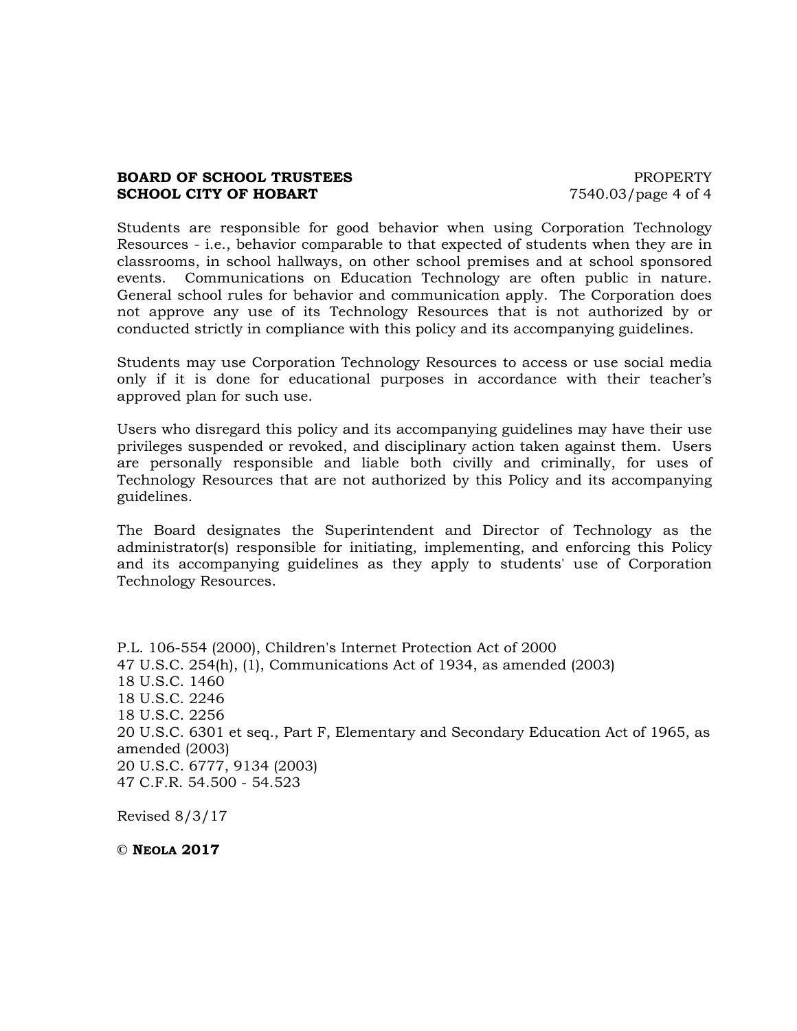Students are responsible for good behavior when using Corporation Technology Resources - i.e., behavior comparable to that expected of students when they are in classrooms, in school hallways, on other school premises and at school sponsored events. Communications on Education Technology are often public in nature. General school rules for behavior and communication apply. The Corporation does not approve any use of its Technology Resources that is not authorized by or conducted strictly in compliance with this policy and its accompanying guidelines.

Students may use Corporation Technology Resources to access or use social media only if it is done for educational purposes in accordance with their teacher's approved plan for such use.

Users who disregard this policy and its accompanying guidelines may have their use privileges suspended or revoked, and disciplinary action taken against them. Users are personally responsible and liable both civilly and criminally, for uses of Technology Resources that are not authorized by this Policy and its accompanying guidelines.

The Board designates the Superintendent and Director of Technology as the administrator(s) responsible for initiating, implementing, and enforcing this Policy and its accompanying guidelines as they apply to students' use of Corporation Technology Resources.

P.L. 106-554 (2000), Children's Internet Protection Act of 2000
47 U.S.C. 254(h), (1), Communications Act of 1934, as amended (2003)
18 U.S.C. 1460
18 U.S.C. 2246
18 U.S.C. 2256
20 U.S.C. 6301 et seq., Part F, Elementary and Secondary Education Act of 1965, as amended (2003)
20 U.S.C. 6777, 9134 (2003)
47 C.F.R. 54.500 - 54.523

Revised 8/3/17

**© NEOLA 2017**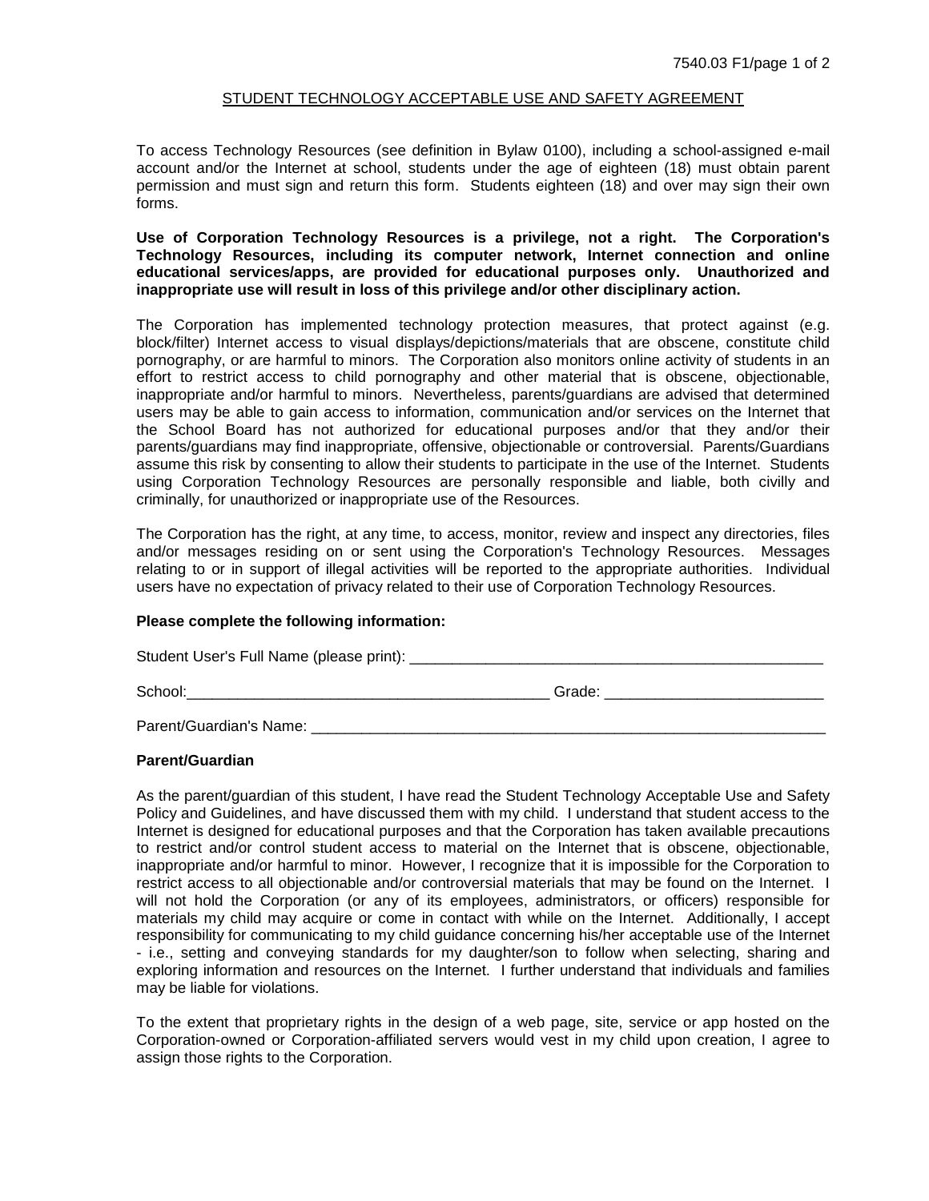## STUDENT TECHNOLOGY ACCEPTABLE USE AND SAFETY AGREEMENT

To access Technology Resources (see definition in Bylaw 0100), including a school-assigned e-mail account and/or the Internet at school, students under the age of eighteen (18) must obtain parent permission and must sign and return this form. Students eighteen (18) and over may sign their own forms.

**Use of Corporation Technology Resources is a privilege, not a right. The Corporation's Technology Resources, including its computer network, Internet connection and online educational services/apps, are provided for educational purposes only. Unauthorized and inappropriate use will result in loss of this privilege and/or other disciplinary action.**

The Corporation has implemented technology protection measures, that protect against (e.g. block/filter) Internet access to visual displays/depictions/materials that are obscene, constitute child pornography, or are harmful to minors. The Corporation also monitors online activity of students in an effort to restrict access to child pornography and other material that is obscene, objectionable, inappropriate and/or harmful to minors. Nevertheless, parents/guardians are advised that determined users may be able to gain access to information, communication and/or services on the Internet that the School Board has not authorized for educational purposes and/or that they and/or their parents/guardians may find inappropriate, offensive, objectionable or controversial. Parents/Guardians assume this risk by consenting to allow their students to participate in the use of the Internet. Students using Corporation Technology Resources are personally responsible and liable, both civilly and criminally, for unauthorized or inappropriate use of the Resources.

The Corporation has the right, at any time, to access, monitor, review and inspect any directories, files and/or messages residing on or sent using the Corporation's Technology Resources. Messages relating to or in support of illegal activities will be reported to the appropriate authorities. Individual users have no expectation of privacy related to their use of Corporation Technology Resources.

**Please complete the following information:**

Student User's Full Name (please print): ____________________________________________________

School:_____________________________________________ Grade: __________________________

Parent/Guardian's Name: ________________________________________________________________

**Parent/Guardian**

As the parent/guardian of this student, I have read the Student Technology Acceptable Use and Safety Policy and Guidelines, and have discussed them with my child. I understand that student access to the Internet is designed for educational purposes and that the Corporation has taken available precautions to restrict and/or control student access to material on the Internet that is obscene, objectionable, inappropriate and/or harmful to minor. However, I recognize that it is impossible for the Corporation to restrict access to all objectionable and/or controversial materials that may be found on the Internet. I will not hold the Corporation (or any of its employees, administrators, or officers) responsible for materials my child may acquire or come in contact with while on the Internet. Additionally, I accept responsibility for communicating to my child guidance concerning his/her acceptable use of the Internet - i.e., setting and conveying standards for my daughter/son to follow when selecting, sharing and exploring information and resources on the Internet. I further understand that individuals and families may be liable for violations.

To the extent that proprietary rights in the design of a web page, site, service or app hosted on the Corporation-owned or Corporation-affiliated servers would vest in my child upon creation, I agree to assign those rights to the Corporation.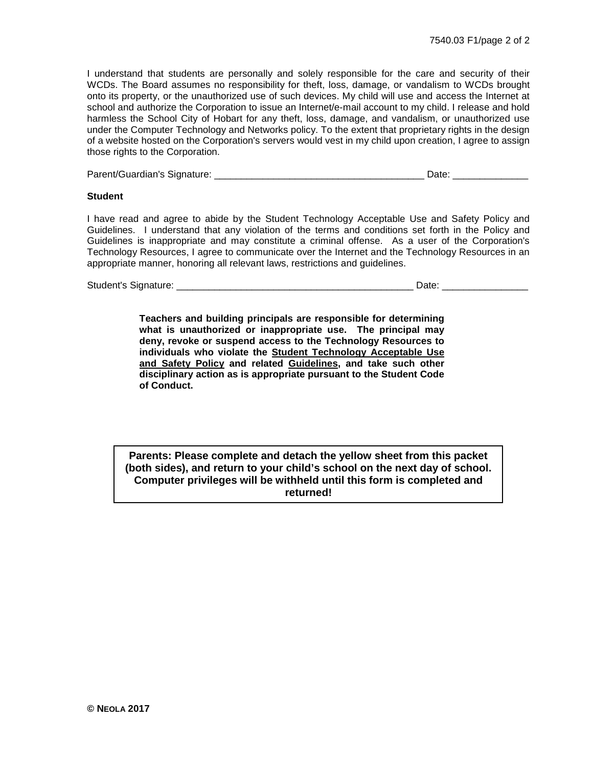I understand that students are personally and solely responsible for the care and security of their WCDs. The Board assumes no responsibility for theft, loss, damage, or vandalism to WCDs brought onto its property, or the unauthorized use of such devices. My child will use and access the Internet at school and authorize the Corporation to issue an Internet/e-mail account to my child. I release and hold harmless the School City of Hobart for any theft, loss, damage, and vandalism, or unauthorized use under the Computer Technology and Networks policy. To the extent that proprietary rights in the design of a website hosted on the Corporation's servers would vest in my child upon creation, I agree to assign those rights to the Corporation.

Parent/Guardian's Signature: _______________________________________ Date: ______________

**Student**

I have read and agree to abide by the Student Technology Acceptable Use and Safety Policy and Guidelines. I understand that any violation of the terms and conditions set forth in the Policy and Guidelines is inappropriate and may constitute a criminal offense. As a user of the Corporation's Technology Resources, I agree to communicate over the Internet and the Technology Resources in an appropriate manner, honoring all relevant laws, restrictions and guidelines.

Student's Signature: _____________________________________________ Date: ________________

> **Teachers and building principals are responsible for determining what is unauthorized or inappropriate use. The principal may deny, revoke or suspend access to the Technology Resources to individuals who violate the <u>Student Technology Acceptable Use and Safety Policy</u> and related <u>Guidelines</u>, and take such other disciplinary action as is appropriate pursuant to the Student Code of Conduct.**

**Parents: Please complete and detach the yellow sheet from this packet (both sides), and return to your child's school on the next day of school. Computer privileges will be withheld until this form is completed and returned!**

**© NEOLA 2017**